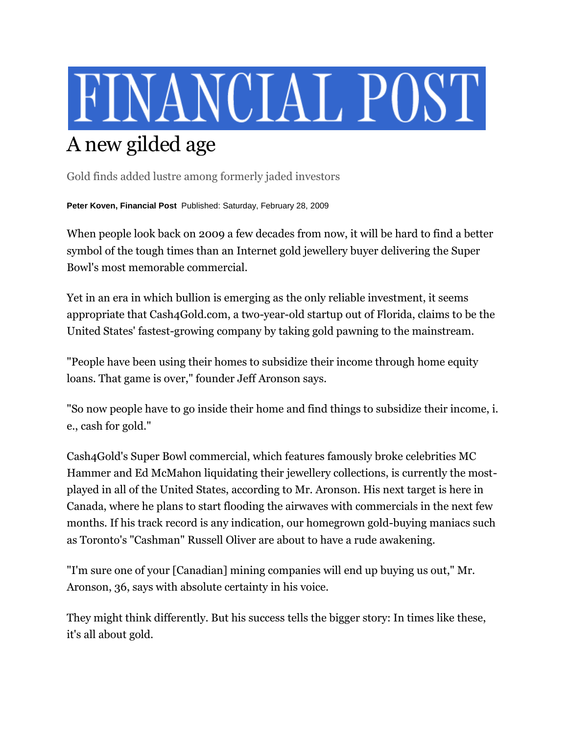# FINANCIAL POST

## A new gilded age

Gold finds added lustre among formerly jaded investors

**Peter Koven, Financial Post** Published: Saturday, February 28, 2009

When people look back on 2009 a few decades from now, it will be hard to find a better symbol of the tough times than an Internet gold jewellery buyer delivering the Super Bowl's most memorable commercial.

Yet in an era in which bullion is emerging as the only reliable investment, it seems appropriate that Cash4Gold.com, a two-year-old startup out of Florida, claims to be the United States' fastest-growing company by taking gold pawning to the mainstream.

"People have been using their homes to subsidize their income through home equity loans. That game is over," founder Jeff Aronson says.

"So now people have to go inside their home and find things to subsidize their income, i.e., cash for gold."

Cash4Gold's Super Bowl commercial, which features famously broke celebrities MC Hammer and Ed McMahon liquidating their jewellery collections, is currently the most-played in all of the United States, according to Mr. Aronson. His next target is here in Canada, where he plans to start flooding the airwaves with commercials in the next few months. If his track record is any indication, our homegrown gold-buying maniacs such as Toronto's "Cashman" Russell Oliver are about to have a rude awakening.

"I'm sure one of your [Canadian] mining companies will end up buying us out," Mr. Aronson, 36, says with absolute certainty in his voice.

They might think differently. But his success tells the bigger story: In times like these, it's all about gold.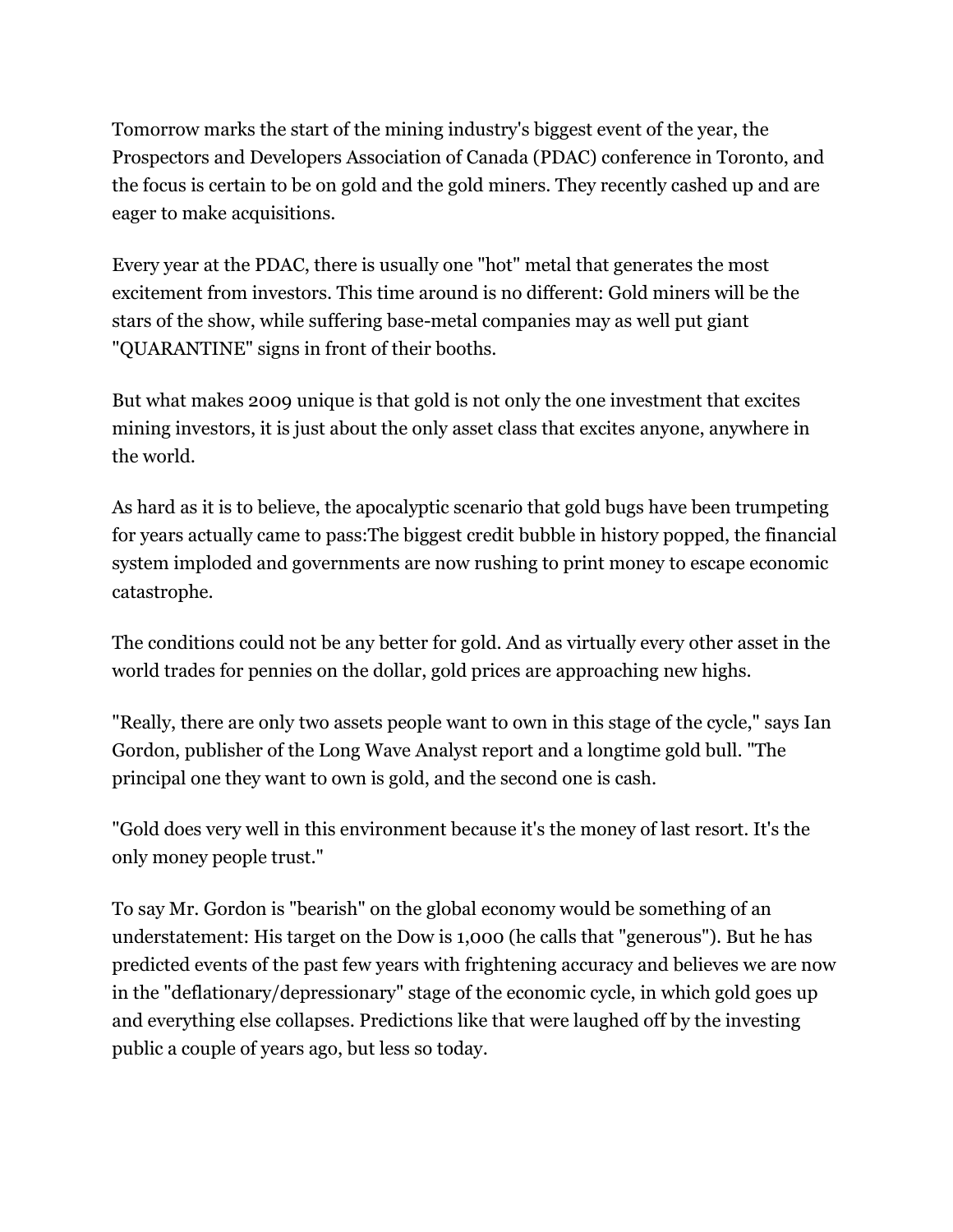Tomorrow marks the start of the mining industry's biggest event of the year, the Prospectors and Developers Association of Canada (PDAC) conference in Toronto, and the focus is certain to be on gold and the gold miners. They recently cashed up and are eager to make acquisitions.

Every year at the PDAC, there is usually one "hot" metal that generates the most excitement from investors. This time around is no different: Gold miners will be the stars of the show, while suffering base-metal companies may as well put giant "QUARANTINE" signs in front of their booths.

But what makes 2009 unique is that gold is not only the one investment that excites mining investors, it is just about the only asset class that excites anyone, anywhere in the world.

As hard as it is to believe, the apocalyptic scenario that gold bugs have been trumpeting for years actually came to pass:The biggest credit bubble in history popped, the financial system imploded and governments are now rushing to print money to escape economic catastrophe.

The conditions could not be any better for gold. And as virtually every other asset in the world trades for pennies on the dollar, gold prices are approaching new highs.

"Really, there are only two assets people want to own in this stage of the cycle," says Ian Gordon, publisher of the Long Wave Analyst report and a longtime gold bull. "The principal one they want to own is gold, and the second one is cash.

"Gold does very well in this environment because it's the money of last resort. It's the only money people trust."

To say Mr. Gordon is "bearish" on the global economy would be something of an understatement: His target on the Dow is 1,000 (he calls that "generous"). But he has predicted events of the past few years with frightening accuracy and believes we are now in the "deflationary/depressionary" stage of the economic cycle, in which gold goes up and everything else collapses. Predictions like that were laughed off by the investing public a couple of years ago, but less so today.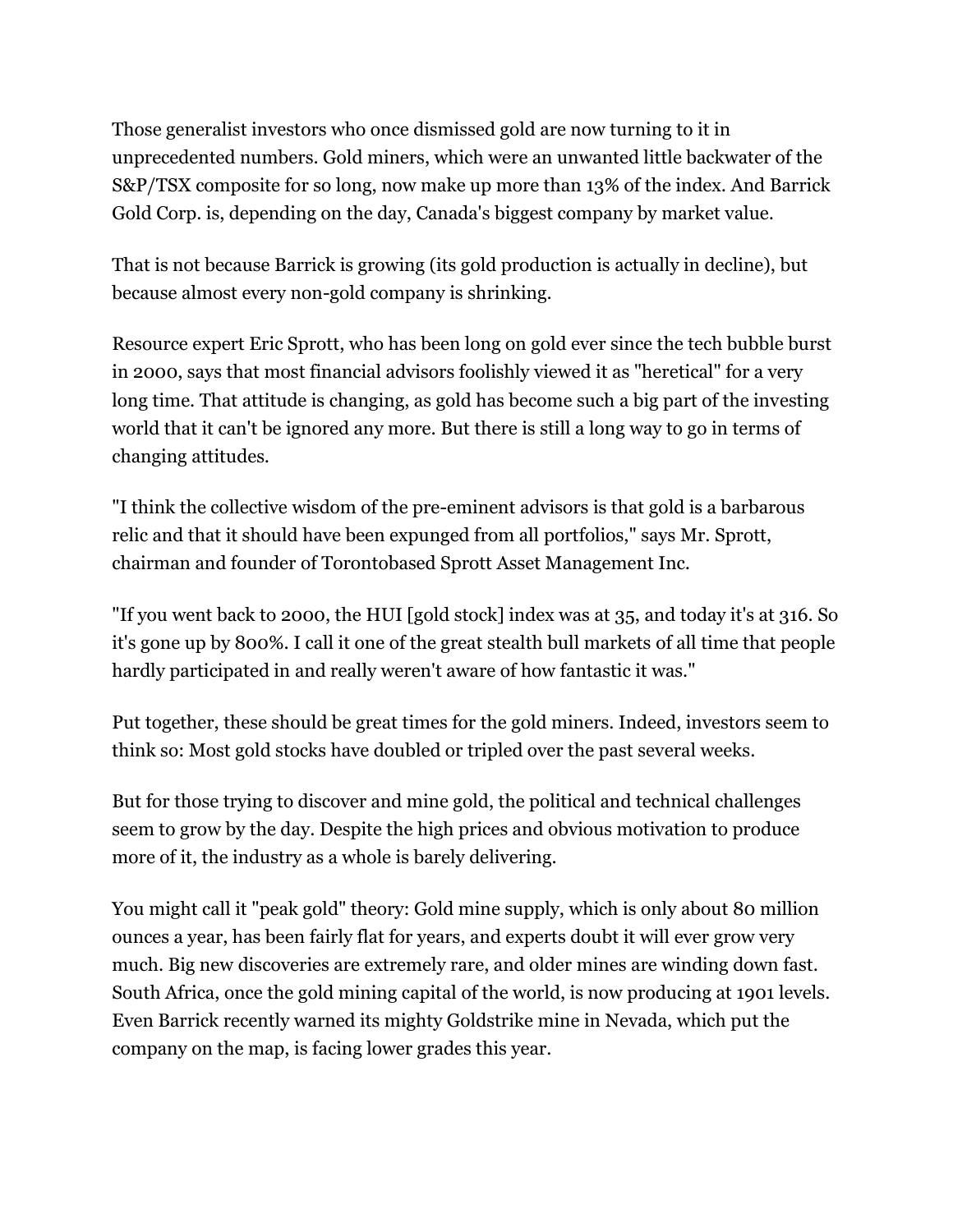Those generalist investors who once dismissed gold are now turning to it in unprecedented numbers. Gold miners, which were an unwanted little backwater of the S&P/TSX composite for so long, now make up more than 13% of the index. And Barrick Gold Corp. is, depending on the day, Canada's biggest company by market value.

That is not because Barrick is growing (its gold production is actually in decline), but because almost every non-gold company is shrinking.

Resource expert Eric Sprott, who has been long on gold ever since the tech bubble burst in 2000, says that most financial advisors foolishly viewed it as "heretical" for a very long time. That attitude is changing, as gold has become such a big part of the investing world that it can't be ignored any more. But there is still a long way to go in terms of changing attitudes.

"I think the collective wisdom of the pre-eminent advisors is that gold is a barbarous relic and that it should have been expunged from all portfolios," says Mr. Sprott, chairman and founder of Torontobased Sprott Asset Management Inc.

"If you went back to 2000, the HUI [gold stock] index was at 35, and today it's at 316. So it's gone up by 800%. I call it one of the great stealth bull markets of all time that people hardly participated in and really weren't aware of how fantastic it was."

Put together, these should be great times for the gold miners. Indeed, investors seem to think so: Most gold stocks have doubled or tripled over the past several weeks.

But for those trying to discover and mine gold, the political and technical challenges seem to grow by the day. Despite the high prices and obvious motivation to produce more of it, the industry as a whole is barely delivering.

You might call it "peak gold" theory: Gold mine supply, which is only about 80 million ounces a year, has been fairly flat for years, and experts doubt it will ever grow very much. Big new discoveries are extremely rare, and older mines are winding down fast. South Africa, once the gold mining capital of the world, is now producing at 1901 levels. Even Barrick recently warned its mighty Goldstrike mine in Nevada, which put the company on the map, is facing lower grades this year.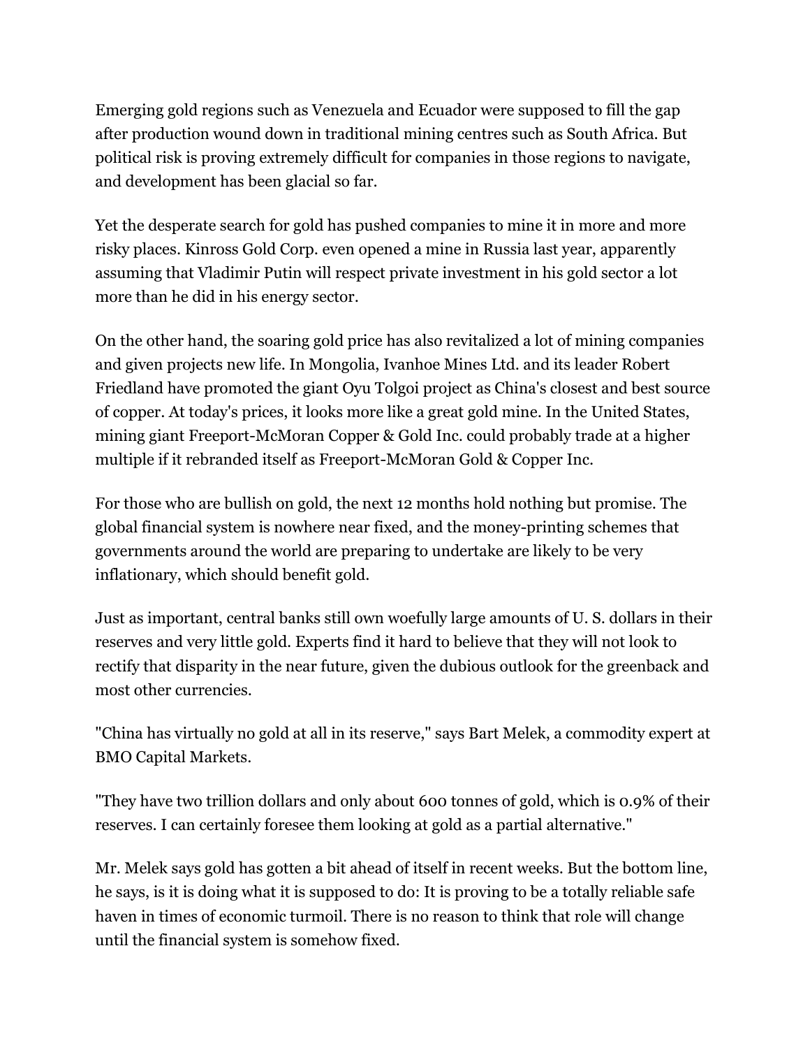Emerging gold regions such as Venezuela and Ecuador were supposed to fill the gap after production wound down in traditional mining centres such as South Africa. But political risk is proving extremely difficult for companies in those regions to navigate, and development has been glacial so far.

Yet the desperate search for gold has pushed companies to mine it in more and more risky places. Kinross Gold Corp. even opened a mine in Russia last year, apparently assuming that Vladimir Putin will respect private investment in his gold sector a lot more than he did in his energy sector.

On the other hand, the soaring gold price has also revitalized a lot of mining companies and given projects new life. In Mongolia, Ivanhoe Mines Ltd. and its leader Robert Friedland have promoted the giant Oyu Tolgoi project as China's closest and best source of copper. At today's prices, it looks more like a great gold mine. In the United States, mining giant Freeport-McMoran Copper & Gold Inc. could probably trade at a higher multiple if it rebranded itself as Freeport-McMoran Gold & Copper Inc.

For those who are bullish on gold, the next 12 months hold nothing but promise. The global financial system is nowhere near fixed, and the money-printing schemes that governments around the world are preparing to undertake are likely to be very inflationary, which should benefit gold.

Just as important, central banks still own woefully large amounts of U. S. dollars in their reserves and very little gold. Experts find it hard to believe that they will not look to rectify that disparity in the near future, given the dubious outlook for the greenback and most other currencies.

"China has virtually no gold at all in its reserve," says Bart Melek, a commodity expert at BMO Capital Markets.

"They have two trillion dollars and only about 600 tonnes of gold, which is 0.9% of their reserves. I can certainly foresee them looking at gold as a partial alternative."

Mr. Melek says gold has gotten a bit ahead of itself in recent weeks. But the bottom line, he says, is it is doing what it is supposed to do: It is proving to be a totally reliable safe haven in times of economic turmoil. There is no reason to think that role will change until the financial system is somehow fixed.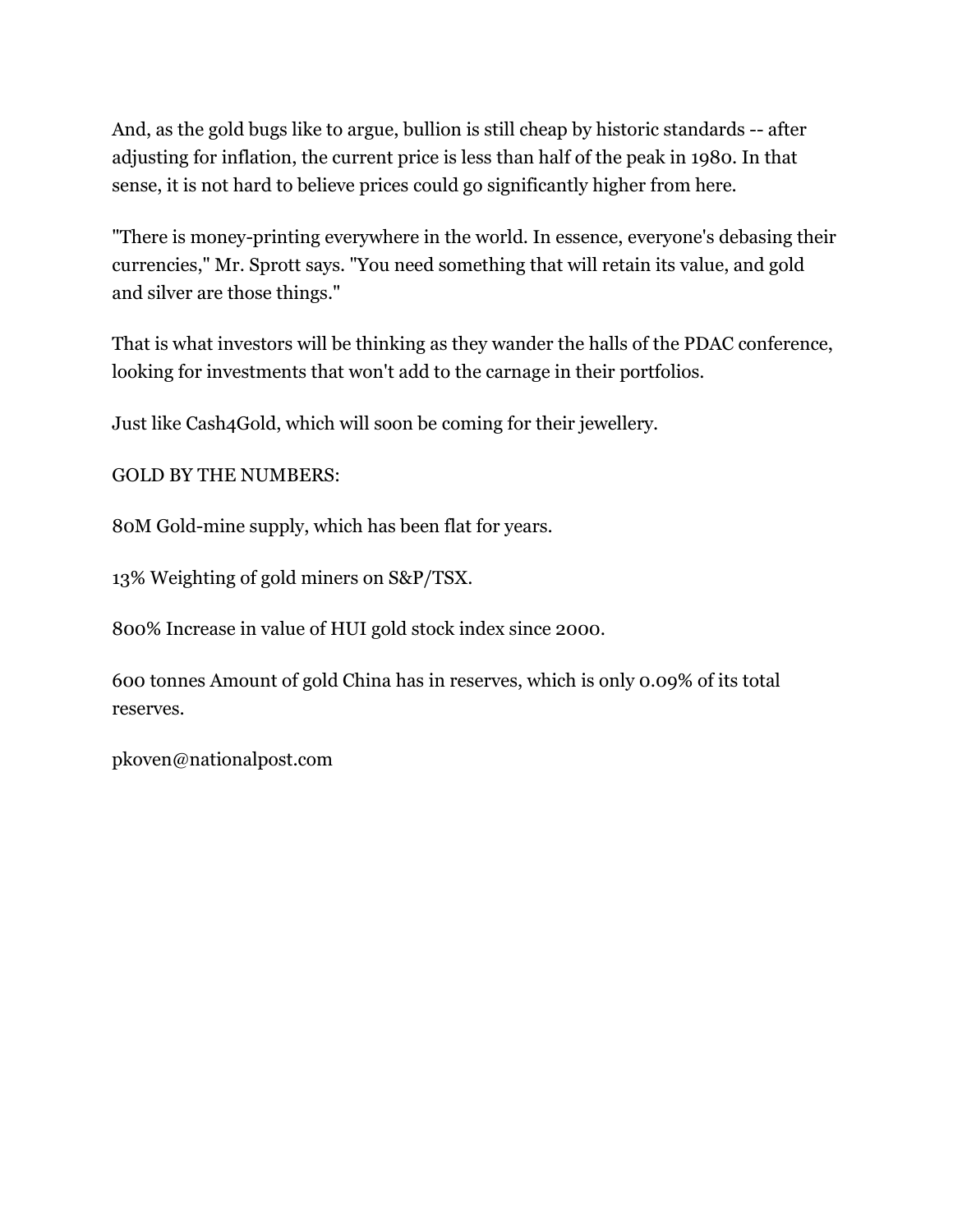And, as the gold bugs like to argue, bullion is still cheap by historic standards -- after adjusting for inflation, the current price is less than half of the peak in 1980. In that sense, it is not hard to believe prices could go significantly higher from here.

"There is money-printing everywhere in the world. In essence, everyone's debasing their currencies," Mr. Sprott says. "You need something that will retain its value, and gold and silver are those things."

That is what investors will be thinking as they wander the halls of the PDAC conference, looking for investments that won't add to the carnage in their portfolios.

Just like Cash4Gold, which will soon be coming for their jewellery.

GOLD BY THE NUMBERS:

80M Gold-mine supply, which has been flat for years.

13% Weighting of gold miners on S&P/TSX.

800% Increase in value of HUI gold stock index since 2000.

600 tonnes Amount of gold China has in reserves, which is only 0.09% of its total reserves.

pkoven@nationalpost.com